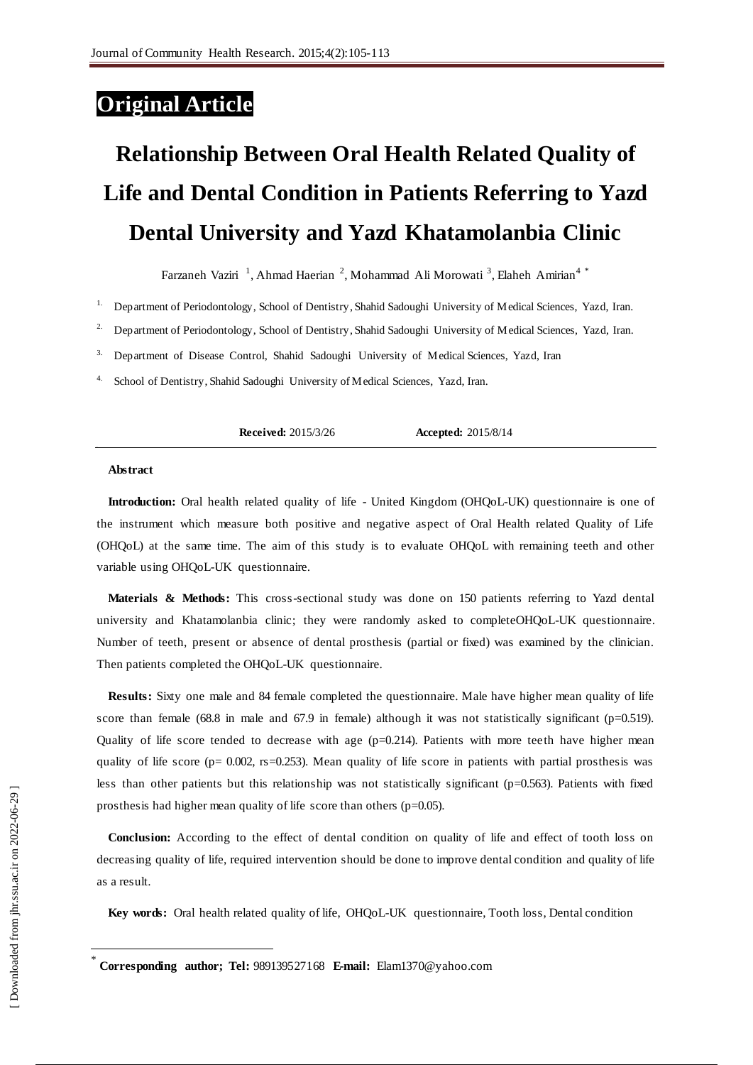**Original Article**

# Relationship Between Oral Health Related Quality of Life and Dental Condition in Patients Referring to Yazd Dental University and Yazd Khatamolanbia Clinic

Farzaneh Vaziri [1], Ahmad Haerian [2], Mohammad Ali Morowati [3], Elaheh Amirian[4 *]

1. Department of Periodontology, School of Dentistry, Shahid Sadoughi University of Medical Sciences, Yazd, Iran.
2. Department of Periodontology, School of Dentistry, Shahid Sadoughi University of Medical Sciences, Yazd, Iran.
3. Department of Disease Control, Shahid Sadoughi University of Medical Sciences, Yazd, Iran
4. School of Dentistry, Shahid Sadoughi University of Medical Sciences, Yazd, Iran.

**Received:** 2015/3/26 **Accepted:** 2015/8/14

## Abstract

**Introduction:** Oral health related quality of life - United Kingdom (OHQoL-UK) questionnaire is one of the instrument which measure both positive and negative aspect of Oral Health related Quality of Life (OHQoL) at the same time. The aim of this study is to evaluate OHQoL with remaining teeth and other variable using OHQoL-UK questionnaire.

**Materials & Methods:** This cross-sectional study was done on 150 patients referring to Yazd dental university and Khatamolanbia clinic; they were randomly asked to completeOHQoL-UK questionnaire. Number of teeth, present or absence of dental prosthesis (partial or fixed) was examined by the clinician. Then patients completed the OHQoL-UK questionnaire.

**Results:** Sixty one male and 84 female completed the questionnaire. Male have higher mean quality of life score than female (68.8 in male and 67.9 in female) although it was not statistically significant ($p=0.519$). Quality of life score tended to decrease with age ($p=0.214$). Patients with more teeth have higher mean quality of life score ($p= 0.002$, $rs=0.253$). Mean quality of life score in patients with partial prosthesis was less than other patients but this relationship was not statistically significant ($p=0.563$). Patients with fixed prosthesis had higher mean quality of life score than others ($p=0.05$).

**Conclusion:** According to the effect of dental condition on quality of life and effect of tooth loss on decreasing quality of life, required intervention should be done to improve dental condition and quality of life as a result.

**Key words:** Oral health related quality of life, OHQoL-UK questionnaire, Tooth loss, Dental condition

* **Corresponding author; Tel:** 989139527168 **E-mail:** Elam1370@yahoo.com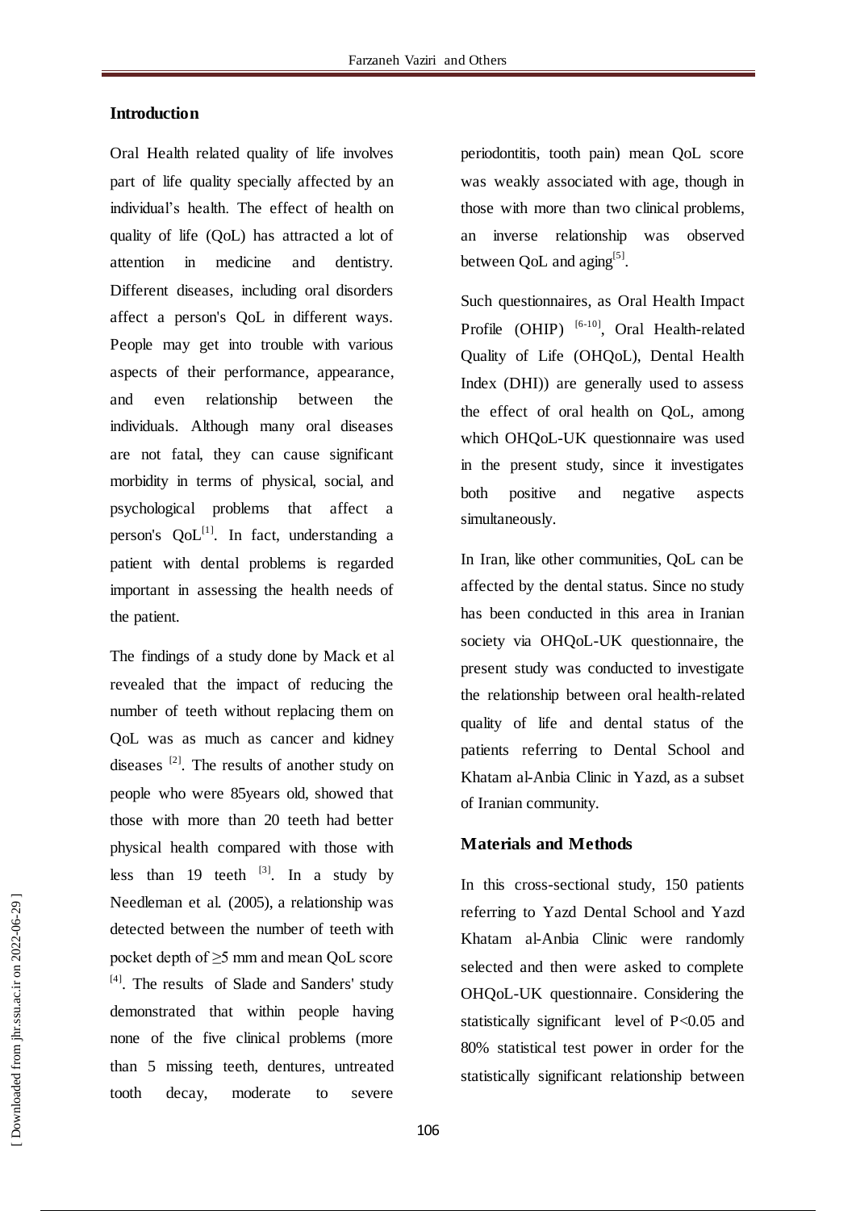## Introduction

Oral Health related quality of life involves part of life quality specially affected by an individual's health. The effect of health on quality of life (QoL) has attracted a lot of attention in medicine and dentistry. Different diseases, including oral disorders affect a person's QoL in different ways. People may get into trouble with various aspects of their performance, appearance, and even relationship between the individuals. Although many oral diseases are not fatal, they can cause significant morbidity in terms of physical, social, and psychological problems that affect a person's QoL[1]. In fact, understanding a patient with dental problems is regarded important in assessing the health needs of the patient.

The findings of a study done by Mack et al revealed that the impact of reducing the number of teeth without replacing them on QoL was as much as cancer and kidney diseases [2]. The results of another study on people who were 85years old, showed that those with more than 20 teeth had better physical health compared with those with less than 19 teeth [3]. In a study by Needleman et al. (2005), a relationship was detected between the number of teeth with pocket depth of ≥5 mm and mean QoL score [4]. The results of Slade and Sanders' study demonstrated that within people having none of the five clinical problems (more than 5 missing teeth, dentures, untreated tooth decay, moderate to severe periodontitis, tooth pain) mean QoL score was weakly associated with age, though in those with more than two clinical problems, an inverse relationship was observed between QoL and aging[5].

Such questionnaires, as Oral Health Impact Profile (OHIP) [6-10], Oral Health-related Quality of Life (OHQoL), Dental Health Index (DHI)) are generally used to assess the effect of oral health on QoL, among which OHQoL-UK questionnaire was used in the present study, since it investigates both positive and negative aspects simultaneously.

In Iran, like other communities, QoL can be affected by the dental status. Since no study has been conducted in this area in Iranian society via OHQoL-UK questionnaire, the present study was conducted to investigate the relationship between oral health-related quality of life and dental status of the patients referring to Dental School and Khatam al-Anbia Clinic in Yazd, as a subset of Iranian community.

## Materials and Methods

In this cross-sectional study, 150 patients referring to Yazd Dental School and Yazd Khatam al-Anbia Clinic were randomly selected and then were asked to complete OHQoL-UK questionnaire. Considering the statistically significant level of $P<0.05$ and 80% statistical test power in order for the statistically significant relationship between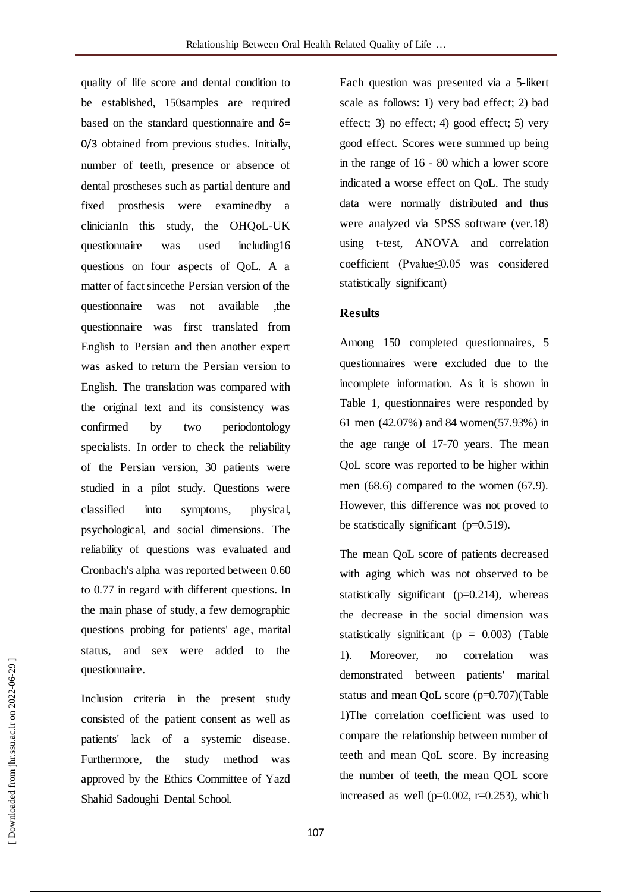quality of life score and dental condition to be established, 150samples are required based on the standard questionnaire and $\delta = 0/3$ obtained from previous studies. Initially, number of teeth, presence or absence of dental prostheses such as partial denture and fixed prosthesis were examinedby a clinicianIn this study, the OHQoL-UK questionnaire was used including16 questions on four aspects of QoL. A a matter of fact sincethe Persian version of the questionnaire was not available ,the questionnaire was first translated from English to Persian and then another expert was asked to return the Persian version to English. The translation was compared with the original text and its consistency was confirmed by two periodontology specialists. In order to check the reliability of the Persian version, 30 patients were studied in a pilot study. Questions were classified into symptoms, physical, psychological, and social dimensions. The reliability of questions was evaluated and Cronbach's alpha was reported between 0.60 to 0.77 in regard with different questions. In the main phase of study, a few demographic questions probing for patients' age, marital status, and sex were added to the questionnaire.

Inclusion criteria in the present study consisted of the patient consent as well as patients' lack of a systemic disease. Furthermore, the study method was approved by the Ethics Committee of Yazd Shahid Sadoughi Dental School.

Each question was presented via a 5-likert scale as follows: 1) very bad effect; 2) bad effect; 3) no effect; 4) good effect; 5) very good effect. Scores were summed up being in the range of 16 - 80 which a lower score indicated a worse effect on QoL. The study data were normally distributed and thus were analyzed via SPSS software (ver.18) using t-test, ANOVA and correlation coefficient (Pvalue≤0.05 was considered statistically significant)

## Results

Among 150 completed questionnaires, 5 questionnaires were excluded due to the incomplete information. As it is shown in Table 1, questionnaires were responded by 61 men (42.07%) and 84 women(57.93%) in the age range of 17-70 years. The mean QoL score was reported to be higher within men (68.6) compared to the women (67.9). However, this difference was not proved to be statistically significant (p=0.519).

The mean QoL score of patients decreased with aging which was not observed to be statistically significant (p=0.214), whereas the decrease in the social dimension was statistically significant (p = 0.003) (Table 1). Moreover, no correlation was demonstrated between patients' marital status and mean QoL score (p=0.707)(Table 1)The correlation coefficient was used to compare the relationship between number of teeth and mean QoL score. By increasing the number of teeth, the mean QOL score increased as well (p=0.002, r=0.253), which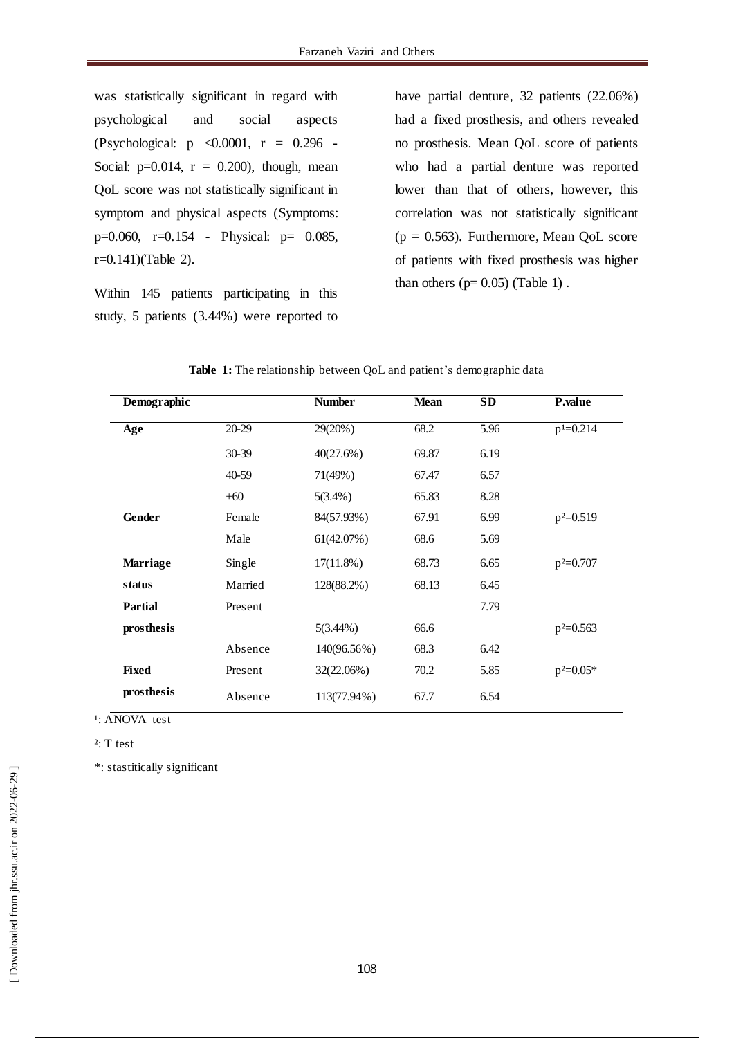was statistically significant in regard with psychological and social aspects (Psychological: $p < 0.0001$, $r = 0.296$ - Social: $p=0.014$, $r = 0.200$), though, mean QoL score was not statistically significant in symptom and physical aspects (Symptoms: $p=0.060$, $r=0.154$ - Physical: $p= 0.085$, $r=0.141$)(Table 2).

Within 145 patients participating in this study, 5 patients (3.44%) were reported to have partial denture, 32 patients (22.06%) had a fixed prosthesis, and others revealed no prosthesis. Mean QoL score of patients who had a partial denture was reported lower than that of others, however, this correlation was not statistically significant ($p = 0.563$). Furthermore, Mean QoL score of patients with fixed prosthesis was higher than others ($p= 0.05$) (Table 1) .

**Table 1:** The relationship between QoL and patient's demographic data

| Demographic | | Number | Mean | SD | P.value |
|---|---|---|---|---|---|
| **Age** | 20-29 | 29(20%) | 68.2 | 5.96 | $p^1=0.214$ |
| | 30-39 | 40(27.6%) | 69.87 | 6.19 | |
| | 40-59 | 71(49%) | 67.47 | 6.57 | |
| | +60 | 5(3.4%) | 65.83 | 8.28 | |
| **Gender** | Female | 84(57.93%) | 67.91 | 6.99 | $p^2=0.519$ |
| | Male | 61(42.07%) | 68.6 | 5.69 | |
| **Marriage status** | Single | 17(11.8%) | 68.73 | 6.65 | $p^2=0.707$ |
| | Married | 128(88.2%) | 68.13 | 6.45 | |
| **Partial prosthesis** | Present | 5(3.44%) | 66.6 | 7.79 | $p^2=0.563$ |
| | Absence | 140(96.56%) | 68.3 | 6.42 | |
| **Fixed prosthesis** | Present | 32(22.06%) | 70.2 | 5.85 | $p^2=0.05$* |
| | Absence | 113(77.94%) | 67.7 | 6.54 | |

1: ANOVA test

2: T test

*: stastitically significant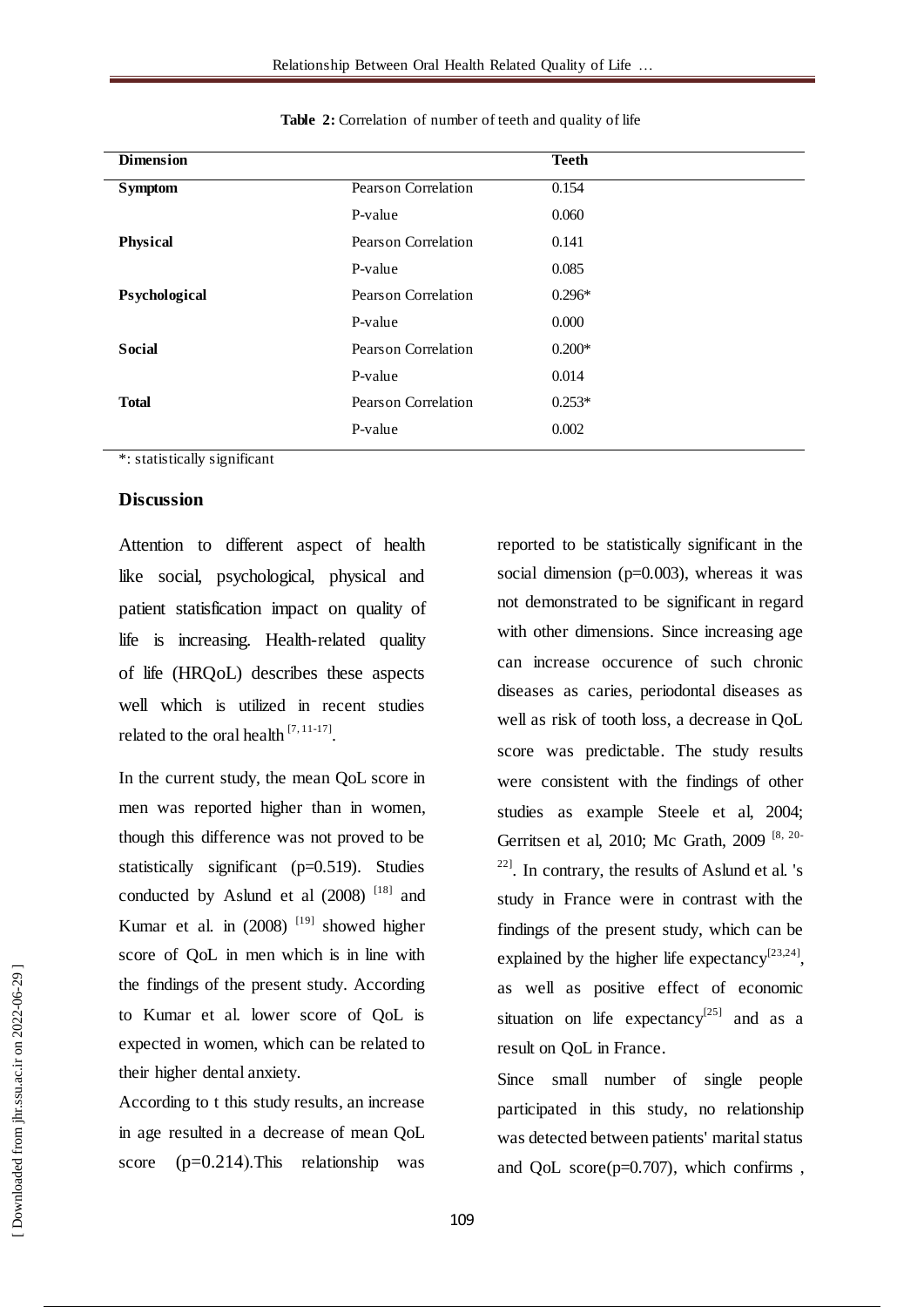**Table 2:** Correlation of number of teeth and quality of life

| Dimension | | Teeth |
|---|---|---|
| **Symptom** | Pearson Correlation | 0.154 |
| | P-value | 0.060 |
| **Physical** | Pearson Correlation | 0.141 |
| | P-value | 0.085 |
| **Psychological** | Pearson Correlation | 0.296* |
| | P-value | 0.000 |
| **Social** | Pearson Correlation | 0.200* |
| | P-value | 0.014 |
| **Total** | Pearson Correlation | 0.253* |
| | P-value | 0.002 |

*: statistically significant

## Discussion

Attention to different aspect of health like social, psychological, physical and patient statisfication impact on quality of life is increasing. Health-related quality of life (HRQoL) describes these aspects well which is utilized in recent studies related to the oral health [7, 11-17].

In the current study, the mean QoL score in men was reported higher than in women, though this difference was not proved to be statistically significant (p=0.519). Studies conducted by Aslund et al (2008) [18] and Kumar et al. in (2008) [19] showed higher score of QoL in men which is in line with the findings of the present study. According to Kumar et al. lower score of QoL is expected in women, which can be related to their higher dental anxiety.

According to t this study results, an increase in age resulted in a decrease of mean QoL score (p=0.214).This relationship was reported to be statistically significant in the social dimension (p=0.003), whereas it was not demonstrated to be significant in regard with other dimensions. Since increasing age can increase occurence of such chronic diseases as caries, periodontal diseases as well as risk of tooth loss, a decrease in QoL score was predictable. The study results were consistent with the findings of other studies as example Steele et al, 2004; Gerritsen et al, 2010; Mc Grath, 2009 [8, 20-22]. In contrary, the results of Aslund et al. 's study in France were in contrast with the findings of the present study, which can be explained by the higher life expectancy[23,24], as well as positive effect of economic situation on life expectancy[25] and as a result on QoL in France.

Since small number of single people participated in this study, no relationship was detected between patients' marital status and QoL score(p=0.707), which confirms ,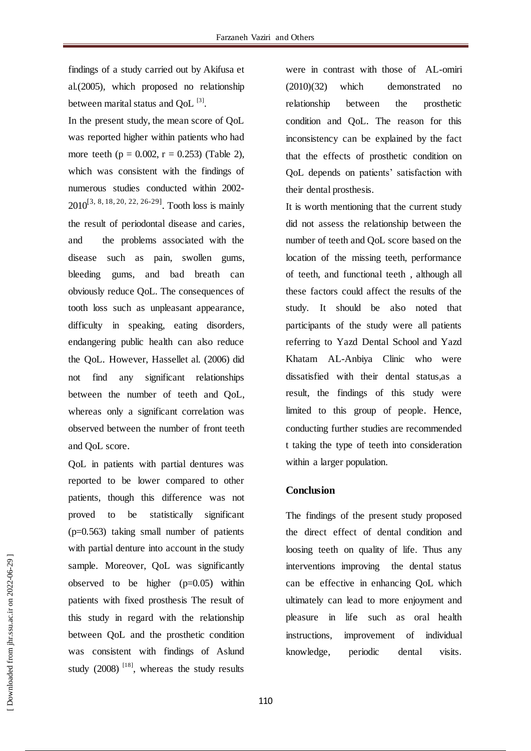findings of a study carried out by Akifusa et al.(2005), which proposed no relationship between marital status and QoL [3].

In the present study, the mean score of QoL was reported higher within patients who had more teeth ($p = 0.002$, $r = 0.253$) (Table 2), which was consistent with the findings of numerous studies conducted within 2002-2010[3, 8, 18, 20, 22, 26-29]. Tooth loss is mainly the result of periodontal disease and caries, and the problems associated with the disease such as pain, swollen gums, bleeding gums, and bad breath can obviously reduce QoL. The consequences of tooth loss such as unpleasant appearance, difficulty in speaking, eating disorders, endangering public health can also reduce the QoL. However, Hassellet al. (2006) did not find any significant relationships between the number of teeth and QoL, whereas only a significant correlation was observed between the number of front teeth and QoL score.

QoL in patients with partial dentures was reported to be lower compared to other patients, though this difference was not proved to be statistically significant ($p=0.563$) taking small number of patients with partial denture into account in the study sample. Moreover, QoL was significantly observed to be higher ($p=0.05$) within patients with fixed prosthesis The result of this study in regard with the relationship between QoL and the prosthetic condition was consistent with findings of Aslund study (2008) [18], whereas the study results were in contrast with those of AL-omiri (2010)(32) which demonstrated no relationship between the prosthetic condition and QoL. The reason for this inconsistency can be explained by the fact that the effects of prosthetic condition on QoL depends on patients' satisfaction with their dental prosthesis.

It is worth mentioning that the current study did not assess the relationship between the number of teeth and QoL score based on the location of the missing teeth, performance of teeth, and functional teeth , although all these factors could affect the results of the study. It should be also noted that participants of the study were all patients referring to Yazd Dental School and Yazd Khatam AL-Anbiya Clinic who were dissatisfied with their dental status,as a result, the findings of this study were limited to this group of people. Hence, conducting further studies are recommended t taking the type of teeth into consideration within a larger population.

## Conclusion

The findings of the present study proposed the direct effect of dental condition and loosing teeth on quality of life. Thus any interventions improving the dental status can be effective in enhancing QoL which ultimately can lead to more enjoyment and pleasure in life such as oral health instructions, improvement of individual knowledge, periodic dental visits.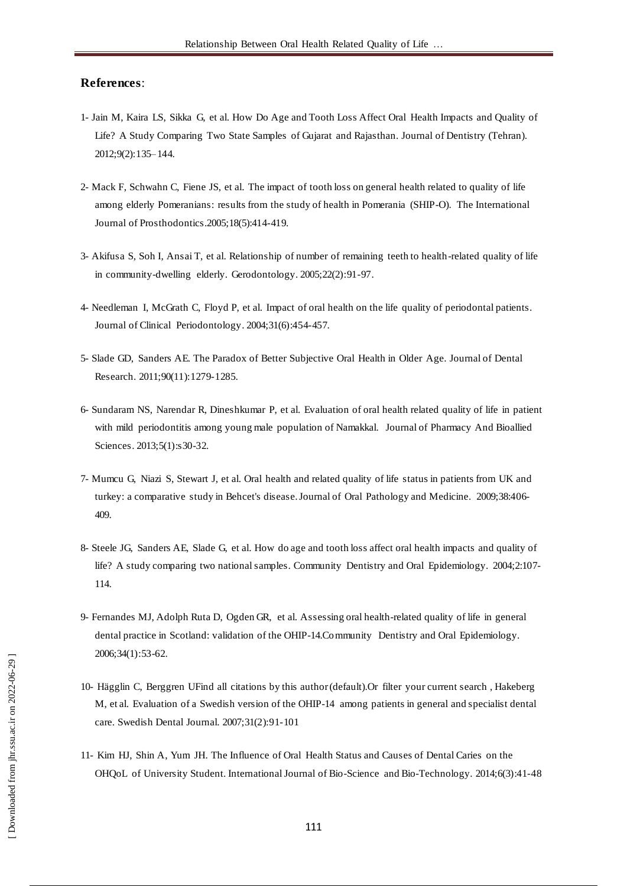## References:

1- Jain M, Kaira LS, Sikka G, et al. How Do Age and Tooth Loss Affect Oral Health Impacts and Quality of Life? A Study Comparing Two State Samples of Gujarat and Rajasthan. Journal of Dentistry (Tehran). 2012;9(2):135–144.

2- Mack F, Schwahn C, Fiene JS, et al. The impact of tooth loss on general health related to quality of life among elderly Pomeranians: results from the study of health in Pomerania (SHIP-O). The International Journal of Prosthodontics.2005;18(5):414-419.

3- Akifusa S, Soh I, Ansai T, et al. Relationship of number of remaining teeth to health-related quality of life in community-dwelling elderly. Gerodontology. 2005;22(2):91-97.

4- Needleman I, McGrath C, Floyd P, et al. Impact of oral health on the life quality of periodontal patients. Journal of Clinical Periodontology. 2004;31(6):454-457.

5- Slade GD, Sanders AE. The Paradox of Better Subjective Oral Health in Older Age. Journal of Dental Research. 2011;90(11):1279-1285.

6- Sundaram NS, Narendar R, Dineshkumar P, et al. Evaluation of oral health related quality of life in patient with mild periodontitis among young male population of Namakkal. Journal of Pharmacy And Bioallied Sciences. 2013;5(1):s30-32.

7- Mumcu G, Niazi S, Stewart J, et al. Oral health and related quality of life status in patients from UK and turkey: a comparative study in Behcet's disease. Journal of Oral Pathology and Medicine. 2009;38:406-409.

8- Steele JG, Sanders AE, Slade G, et al. How do age and tooth loss affect oral health impacts and quality of life? A study comparing two national samples. Community Dentistry and Oral Epidemiology. 2004;2:107-114.

9- Fernandes MJ, Adolph Ruta D, Ogden GR, et al. Assessing oral health-related quality of life in general dental practice in Scotland: validation of the OHIP-14.Community Dentistry and Oral Epidemiology. 2006;34(1):53-62.

10- Hägglin C, Berggren UFind all citations by this author (default).Or filter your current search , Hakeberg M, et al. Evaluation of a Swedish version of the OHIP-14 among patients in general and specialist dental care. Swedish Dental Journal. 2007;31(2):91-101

11- Kim HJ, Shin A, Yum JH. The Influence of Oral Health Status and Causes of Dental Caries on the OHQoL of University Student. International Journal of Bio-Science and Bio-Technology. 2014;6(3):41-48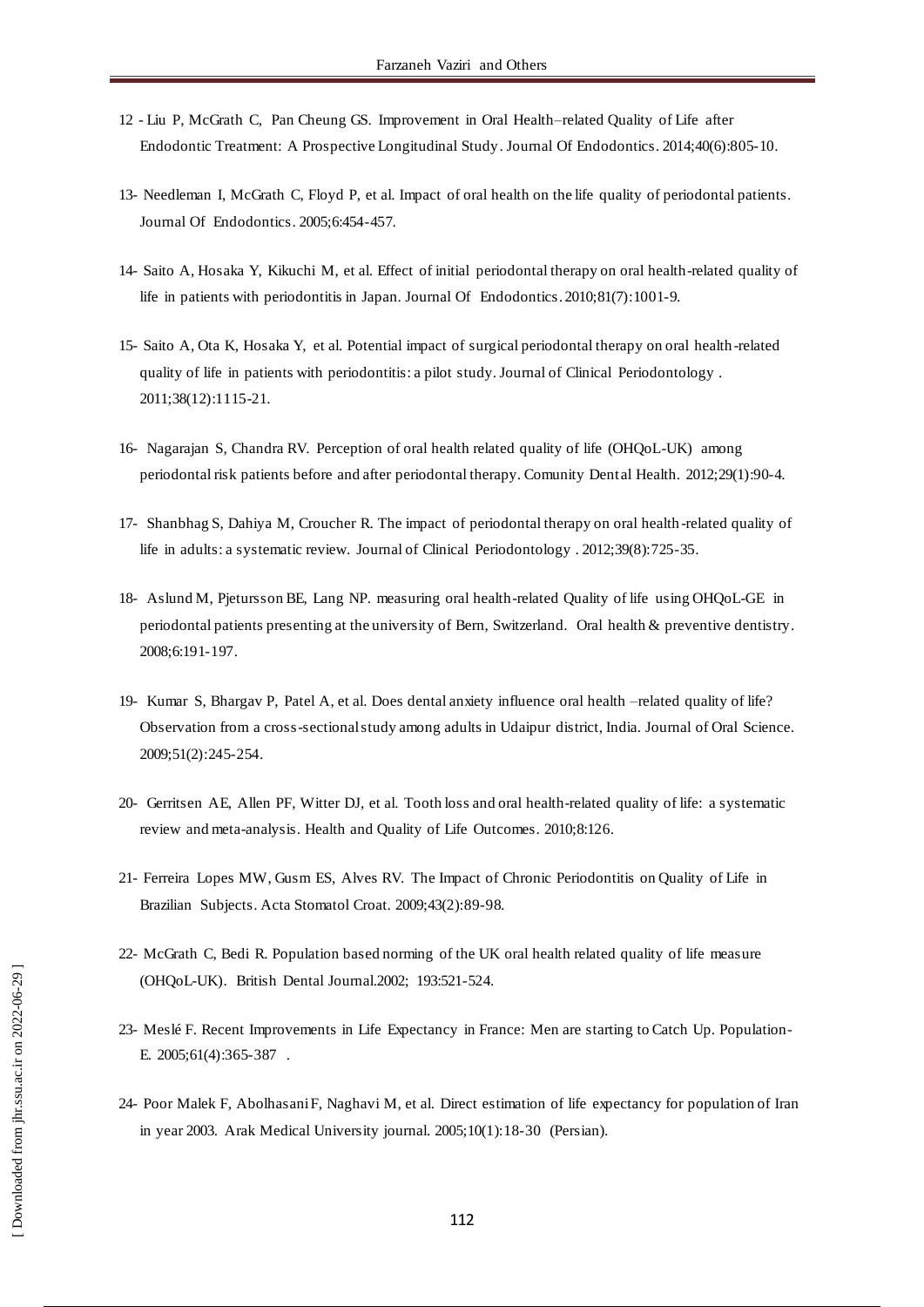12 - Liu P, McGrath C, Pan Cheung GS. Improvement in Oral Health–related Quality of Life after Endodontic Treatment: A Prospective Longitudinal Study. Journal Of Endodontics. 2014;40(6):805-10.

13- Needleman I, McGrath C, Floyd P, et al. Impact of oral health on the life quality of periodontal patients. Journal Of Endodontics. 2005;6:454-457.

14- Saito A, Hosaka Y, Kikuchi M, et al. Effect of initial periodontal therapy on oral health-related quality of life in patients with periodontitis in Japan. Journal Of Endodontics. 2010;81(7):1001-9.

15- Saito A, Ota K, Hosaka Y, et al. Potential impact of surgical periodontal therapy on oral health-related quality of life in patients with periodontitis: a pilot study. Journal of Clinical Periodontology . 2011;38(12):1115-21.

16- Nagarajan S, Chandra RV. Perception of oral health related quality of life (OHQoL-UK) among periodontal risk patients before and after periodontal therapy. Comunity Dental Health. 2012;29(1):90-4.

17- Shanbhag S, Dahiya M, Croucher R. The impact of periodontal therapy on oral health-related quality of life in adults: a systematic review. Journal of Clinical Periodontology . 2012;39(8):725-35.

18- Aslund M, Pjetursson BE, Lang NP. measuring oral health-related Quality of life using OHQoL-GE in periodontal patients presenting at the university of Bern, Switzerland. Oral health & preventive dentistry. 2008;6:191-197.

19- Kumar S, Bhargav P, Patel A, et al. Does dental anxiety influence oral health –related quality of life? Observation from a cross-sectional study among adults in Udaipur district, India. Journal of Oral Science. 2009;51(2):245-254.

20- Gerritsen AE, Allen PF, Witter DJ, et al. Tooth loss and oral health-related quality of life: a systematic review and meta-analysis. Health and Quality of Life Outcomes. 2010;8:126.

21- Ferreira Lopes MW, Gusm ES, Alves RV. The Impact of Chronic Periodontitis on Quality of Life in Brazilian Subjects. Acta Stomatol Croat. 2009;43(2):89-98.

22- McGrath C, Bedi R. Population based norming of the UK oral health related quality of life measure (OHQoL-UK). British Dental Journal.2002; 193:521-524.

23- Meslé F. Recent Improvements in Life Expectancy in France: Men are starting to Catch Up. Population-E. 2005;61(4):365-387 .

24- Poor Malek F, Abolhasani F, Naghavi M, et al. Direct estimation of life expectancy for population of Iran in year 2003. Arak Medical University journal. 2005;10(1):18-30 (Persian).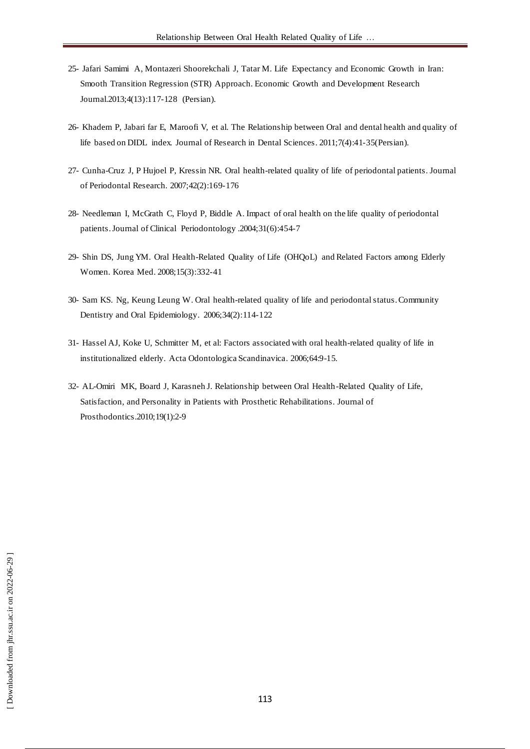25- Jafari Samimi A, Montazeri Shoorekchali J, Tatar M. Life Expectancy and Economic Growth in Iran: Smooth Transition Regression (STR) Approach. Economic Growth and Development Research Journal.2013;4(13):117-128 (Persian).

26- Khadem P, Jabari far E, Maroofi V, et al. The Relationship between Oral and dental health and quality of life based on DIDL index. Journal of Research in Dental Sciences. 2011;7(4):41-35(Persian).

27- Cunha-Cruz J, P Hujoel P, Kressin NR. Oral health-related quality of life of periodontal patients. Journal of Periodontal Research. 2007;42(2):169-176

28- Needleman I, McGrath C, Floyd P, Biddle A. Impact of oral health on the life quality of periodontal patients. Journal of Clinical Periodontology .2004;31(6):454-7

29- Shin DS, Jung YM. Oral Health-Related Quality of Life (OHQoL) and Related Factors among Elderly Women. Korea Med. 2008;15(3):332-41

30- Sam KS. Ng, Keung Leung W. Oral health-related quality of life and periodontal status. Community Dentistry and Oral Epidemiology. 2006;34(2):114-122

31- Hassel AJ, Koke U, Schmitter M, et al: Factors associated with oral health-related quality of life in institutionalized elderly. Acta Odontologica Scandinavica. 2006;64:9-15.

32- AL-Omiri MK, Board J, Karasneh J. Relationship between Oral Health-Related Quality of Life, Satisfaction, and Personality in Patients with Prosthetic Rehabilitations. Journal of Prosthodontics.2010;19(1):2-9